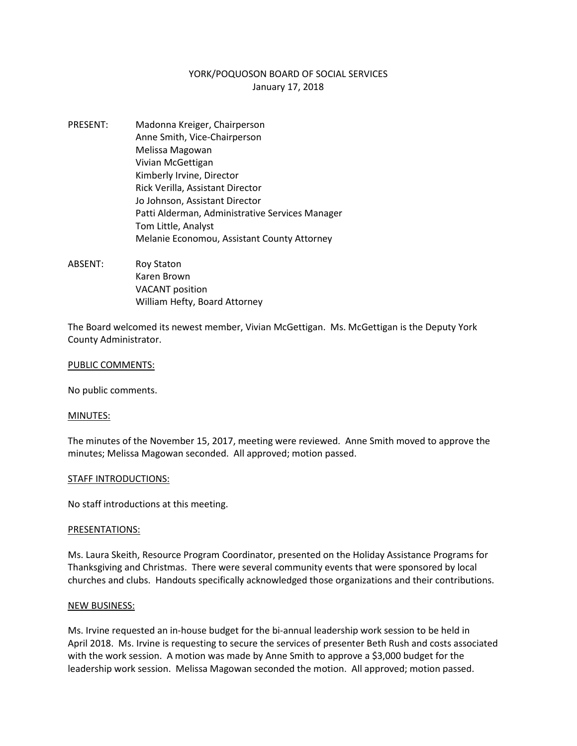# YORK/POQUOSON BOARD OF SOCIAL SERVICES

January 17, 2018

PRESENT:
- Madonna Kreiger, Chairperson
- Anne Smith, Vice-Chairperson
- Melissa Magowan
- Vivian McGettigan
- Kimberly Irvine, Director
- Rick Verilla, Assistant Director
- Jo Johnson, Assistant Director
- Patti Alderman, Administrative Services Manager
- Tom Little, Analyst
- Melanie Economou, Assistant County Attorney

ABSENT:
- Roy Staton
- Karen Brown
- VACANT position
- William Hefty, Board Attorney

The Board welcomed its newest member, Vivian McGettigan. Ms. McGettigan is the Deputy York County Administrator.

## PUBLIC COMMENTS:

No public comments.

## MINUTES:

The minutes of the November 15, 2017, meeting were reviewed. Anne Smith moved to approve the minutes; Melissa Magowan seconded. All approved; motion passed.

## STAFF INTRODUCTIONS:

No staff introductions at this meeting.

## PRESENTATIONS:

Ms. Laura Skeith, Resource Program Coordinator, presented on the Holiday Assistance Programs for Thanksgiving and Christmas. There were several community events that were sponsored by local churches and clubs. Handouts specifically acknowledged those organizations and their contributions.

## NEW BUSINESS:

Ms. Irvine requested an in-house budget for the bi-annual leadership work session to be held in April 2018. Ms. Irvine is requesting to secure the services of presenter Beth Rush and costs associated with the work session. A motion was made by Anne Smith to approve a $3,000 budget for the leadership work session. Melissa Magowan seconded the motion. All approved; motion passed.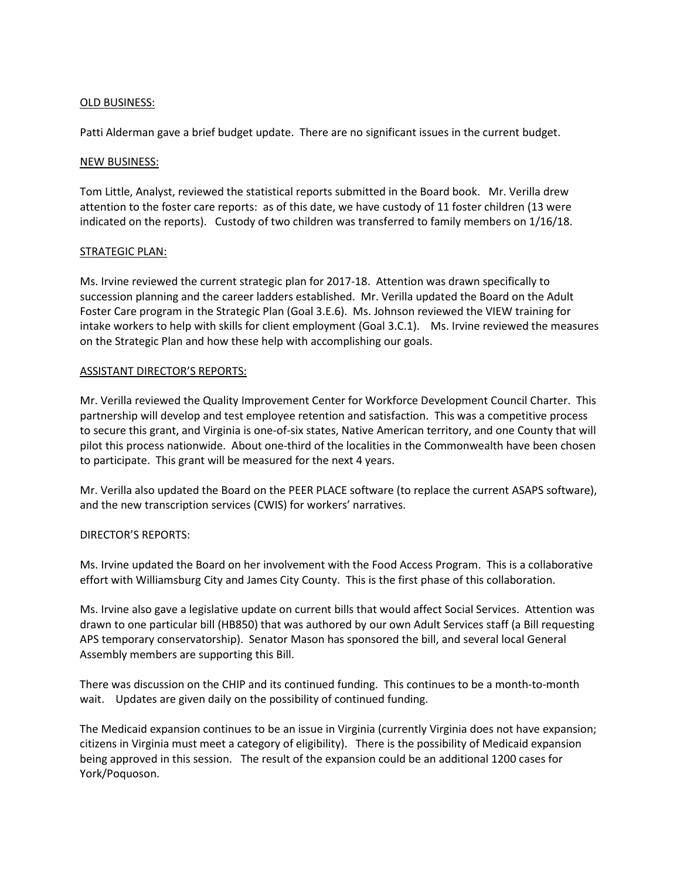OLD BUSINESS:

Patti Alderman gave a brief budget update. There are no significant issues in the current budget.

NEW BUSINESS:

Tom Little, Analyst, reviewed the statistical reports submitted in the Board book. Mr. Verilla drew attention to the foster care reports: as of this date, we have custody of 11 foster children (13 were indicated on the reports). Custody of two children was transferred to family members on 1/16/18.

STRATEGIC PLAN:

Ms. Irvine reviewed the current strategic plan for 2017-18. Attention was drawn specifically to succession planning and the career ladders established. Mr. Verilla updated the Board on the Adult Foster Care program in the Strategic Plan (Goal 3.E.6). Ms. Johnson reviewed the VIEW training for intake workers to help with skills for client employment (Goal 3.C.1). Ms. Irvine reviewed the measures on the Strategic Plan and how these help with accomplishing our goals.

ASSISTANT DIRECTOR'S REPORTS:

Mr. Verilla reviewed the Quality Improvement Center for Workforce Development Council Charter. This partnership will develop and test employee retention and satisfaction. This was a competitive process to secure this grant, and Virginia is one-of-six states, Native American territory, and one County that will pilot this process nationwide. About one-third of the localities in the Commonwealth have been chosen to participate. This grant will be measured for the next 4 years.

Mr. Verilla also updated the Board on the PEER PLACE software (to replace the current ASAPS software), and the new transcription services (CWIS) for workers' narratives.

DIRECTOR'S REPORTS:

Ms. Irvine updated the Board on her involvement with the Food Access Program. This is a collaborative effort with Williamsburg City and James City County. This is the first phase of this collaboration.

Ms. Irvine also gave a legislative update on current bills that would affect Social Services. Attention was drawn to one particular bill (HB850) that was authored by our own Adult Services staff (a Bill requesting APS temporary conservatorship). Senator Mason has sponsored the bill, and several local General Assembly members are supporting this Bill.

There was discussion on the CHIP and its continued funding. This continues to be a month-to-month wait. Updates are given daily on the possibility of continued funding.

The Medicaid expansion continues to be an issue in Virginia (currently Virginia does not have expansion; citizens in Virginia must meet a category of eligibility). There is the possibility of Medicaid expansion being approved in this session. The result of the expansion could be an additional 1200 cases for York/Poquoson.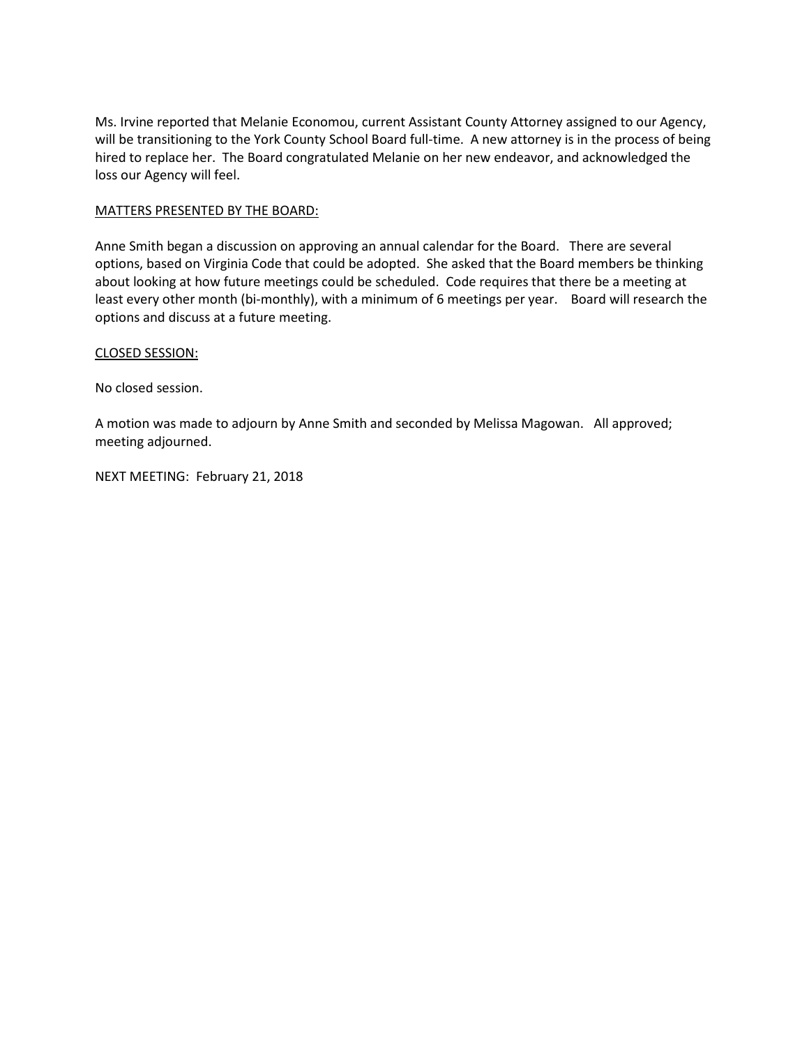Ms. Irvine reported that Melanie Economou, current Assistant County Attorney assigned to our Agency, will be transitioning to the York County School Board full-time. A new attorney is in the process of being hired to replace her. The Board congratulated Melanie on her new endeavor, and acknowledged the loss our Agency will feel.

<u>MATTERS PRESENTED BY THE BOARD:</u>

Anne Smith began a discussion on approving an annual calendar for the Board. There are several options, based on Virginia Code that could be adopted. She asked that the Board members be thinking about looking at how future meetings could be scheduled. Code requires that there be a meeting at least every other month (bi-monthly), with a minimum of 6 meetings per year. Board will research the options and discuss at a future meeting.

<u>CLOSED SESSION:</u>

No closed session.

A motion was made to adjourn by Anne Smith and seconded by Melissa Magowan. All approved; meeting adjourned.

NEXT MEETING: February 21, 2018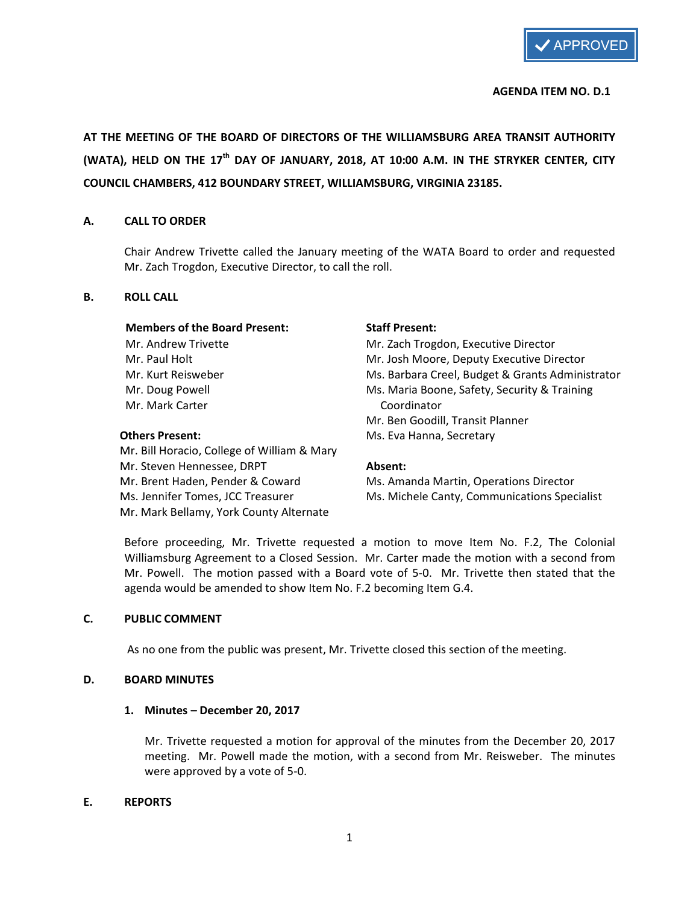APPROVED

**AGENDA ITEM NO. D.1**

**AT THE MEETING OF THE BOARD OF DIRECTORS OF THE WILLIAMSBURG AREA TRANSIT AUTHORITY (WATA), HELD ON THE 17th DAY OF JANUARY, 2018, AT 10:00 A.M. IN THE STRYKER CENTER, CITY COUNCIL CHAMBERS, 412 BOUNDARY STREET, WILLIAMSBURG, VIRGINIA 23185.**

## A. CALL TO ORDER

Chair Andrew Trivette called the January meeting of the WATA Board to order and requested Mr. Zach Trogdon, Executive Director, to call the roll.

## B. ROLL CALL

**Members of the Board Present:**
Mr. Andrew Trivette
Mr. Paul Holt
Mr. Kurt Reisweber
Mr. Doug Powell
Mr. Mark Carter

**Others Present:**
Mr. Bill Horacio, College of William & Mary
Mr. Steven Hennessee, DRPT
Mr. Brent Haden, Pender & Coward
Ms. Jennifer Tomes, JCC Treasurer
Mr. Mark Bellamy, York County Alternate

**Staff Present:**
Mr. Zach Trogdon, Executive Director
Mr. Josh Moore, Deputy Executive Director
Ms. Barbara Creel, Budget & Grants Administrator
Ms. Maria Boone, Safety, Security & Training Coordinator
Mr. Ben Goodill, Transit Planner
Ms. Eva Hanna, Secretary

**Absent:**
Ms. Amanda Martin, Operations Director
Ms. Michele Canty, Communications Specialist

Before proceeding, Mr. Trivette requested a motion to move Item No. F.2, The Colonial Williamsburg Agreement to a Closed Session. Mr. Carter made the motion with a second from Mr. Powell. The motion passed with a Board vote of 5-0. Mr. Trivette then stated that the agenda would be amended to show Item No. F.2 becoming Item G.4.

## C. PUBLIC COMMENT

As no one from the public was present, Mr. Trivette closed this section of the meeting.

## D. BOARD MINUTES

### 1. Minutes – December 20, 2017

Mr. Trivette requested a motion for approval of the minutes from the December 20, 2017 meeting. Mr. Powell made the motion, with a second from Mr. Reisweber. The minutes were approved by a vote of 5-0.

## E. REPORTS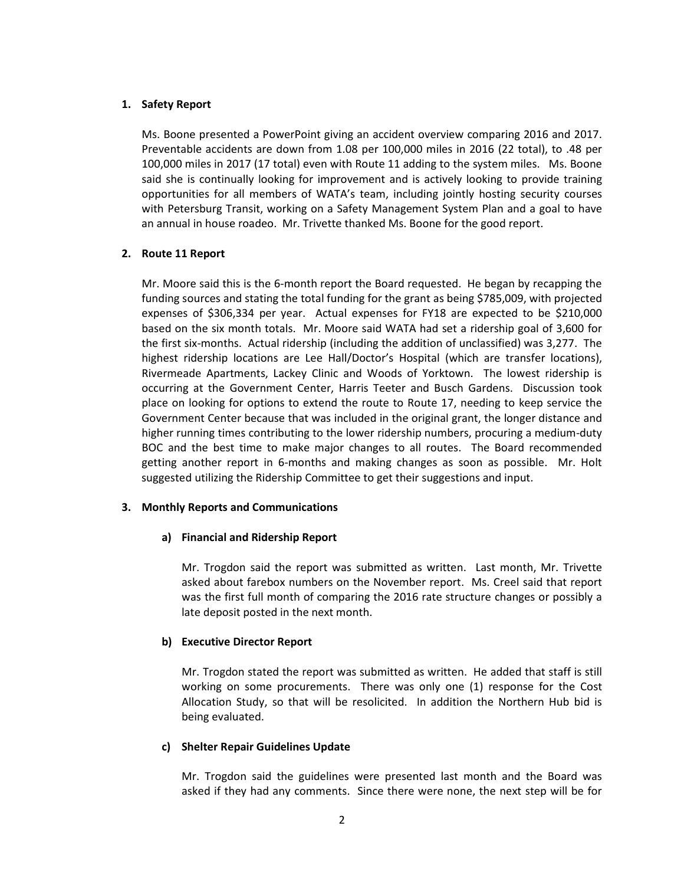**1. Safety Report**

Ms. Boone presented a PowerPoint giving an accident overview comparing 2016 and 2017. Preventable accidents are down from 1.08 per 100,000 miles in 2016 (22 total), to .48 per 100,000 miles in 2017 (17 total) even with Route 11 adding to the system miles. Ms. Boone said she is continually looking for improvement and is actively looking to provide training opportunities for all members of WATA's team, including jointly hosting security courses with Petersburg Transit, working on a Safety Management System Plan and a goal to have an annual in house roadeo. Mr. Trivette thanked Ms. Boone for the good report.

**2. Route 11 Report**

Mr. Moore said this is the 6-month report the Board requested. He began by recapping the funding sources and stating the total funding for the grant as being $785,009, with projected expenses of $306,334 per year. Actual expenses for FY18 are expected to be $210,000 based on the six month totals. Mr. Moore said WATA had set a ridership goal of 3,600 for the first six-months. Actual ridership (including the addition of unclassified) was 3,277. The highest ridership locations are Lee Hall/Doctor's Hospital (which are transfer locations), Rivermeade Apartments, Lackey Clinic and Woods of Yorktown. The lowest ridership is occurring at the Government Center, Harris Teeter and Busch Gardens. Discussion took place on looking for options to extend the route to Route 17, needing to keep service the Government Center because that was included in the original grant, the longer distance and higher running times contributing to the lower ridership numbers, procuring a medium-duty BOC and the best time to make major changes to all routes. The Board recommended getting another report in 6-months and making changes as soon as possible. Mr. Holt suggested utilizing the Ridership Committee to get their suggestions and input.

**3. Monthly Reports and Communications**

**a) Financial and Ridership Report**

Mr. Trogdon said the report was submitted as written. Last month, Mr. Trivette asked about farebox numbers on the November report. Ms. Creel said that report was the first full month of comparing the 2016 rate structure changes or possibly a late deposit posted in the next month.

**b) Executive Director Report**

Mr. Trogdon stated the report was submitted as written. He added that staff is still working on some procurements. There was only one (1) response for the Cost Allocation Study, so that will be resolicited. In addition the Northern Hub bid is being evaluated.

**c) Shelter Repair Guidelines Update**

Mr. Trogdon said the guidelines were presented last month and the Board was asked if they had any comments. Since there were none, the next step will be for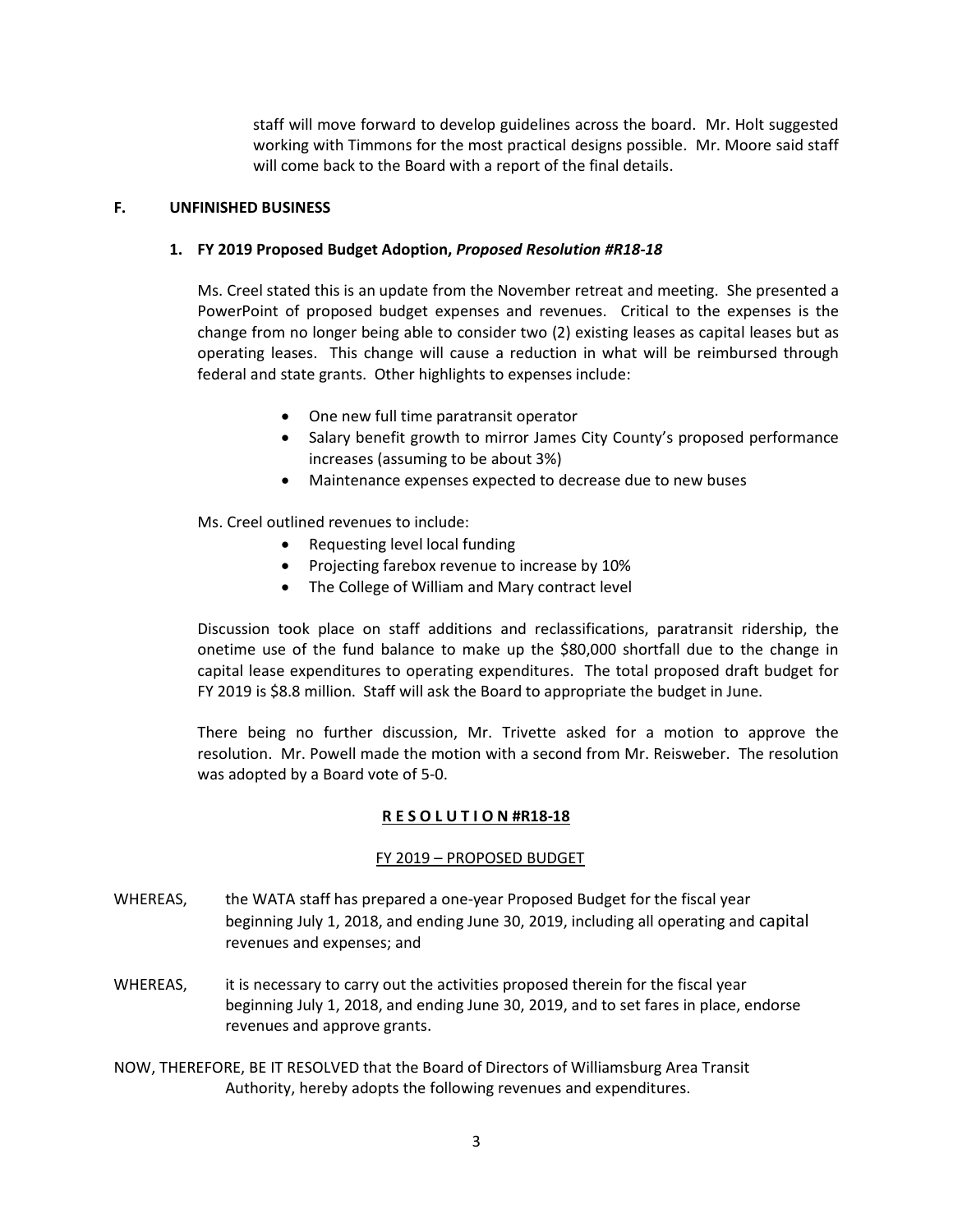staff will move forward to develop guidelines across the board. Mr. Holt suggested working with Timmons for the most practical designs possible. Mr. Moore said staff will come back to the Board with a report of the final details.

## F. UNFINISHED BUSINESS

### 1. FY 2019 Proposed Budget Adoption, *Proposed Resolution #R18-18*

Ms. Creel stated this is an update from the November retreat and meeting. She presented a PowerPoint of proposed budget expenses and revenues. Critical to the expenses is the change from no longer being able to consider two (2) existing leases as capital leases but as operating leases. This change will cause a reduction in what will be reimbursed through federal and state grants. Other highlights to expenses include:

- One new full time paratransit operator
- Salary benefit growth to mirror James City County's proposed performance increases (assuming to be about 3%)
- Maintenance expenses expected to decrease due to new buses

Ms. Creel outlined revenues to include:

- Requesting level local funding
- Projecting farebox revenue to increase by 10%
- The College of William and Mary contract level

Discussion took place on staff additions and reclassifications, paratransit ridership, the onetime use of the fund balance to make up the $80,000 shortfall due to the change in capital lease expenditures to operating expenditures. The total proposed draft budget for FY 2019 is $8.8 million. Staff will ask the Board to appropriate the budget in June.

There being no further discussion, Mr. Trivette asked for a motion to approve the resolution. Mr. Powell made the motion with a second from Mr. Reisweber. The resolution was adopted by a Board vote of 5-0.

**R E S O L U T I O N #R18-18**

FY 2019 – PROPOSED BUDGET

WHEREAS, the WATA staff has prepared a one-year Proposed Budget for the fiscal year beginning July 1, 2018, and ending June 30, 2019, including all operating and capital revenues and expenses; and

WHEREAS, it is necessary to carry out the activities proposed therein for the fiscal year beginning July 1, 2018, and ending June 30, 2019, and to set fares in place, endorse revenues and approve grants.

NOW, THEREFORE, BE IT RESOLVED that the Board of Directors of Williamsburg Area Transit Authority, hereby adopts the following revenues and expenditures.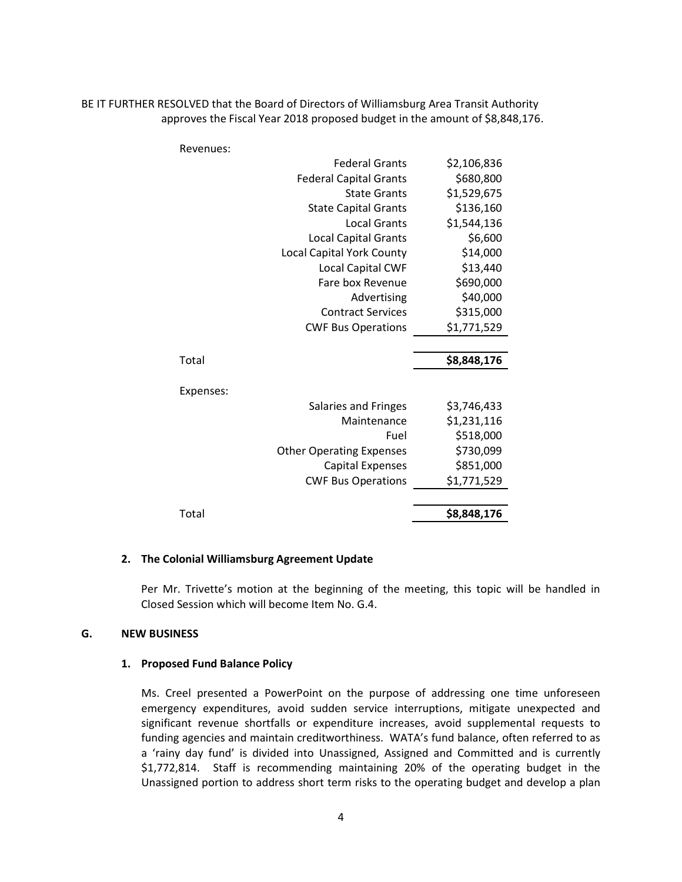BE IT FURTHER RESOLVED that the Board of Directors of Williamsburg Area Transit Authority approves the Fiscal Year 2018 proposed budget in the amount of $8,848,176.

| Revenues: | | |
|---|---|---|
| | Federal Grants | $2,106,836 |
| | Federal Capital Grants | $680,800 |
| | State Grants | $1,529,675 |
| | State Capital Grants | $136,160 |
| | Local Grants | $1,544,136 |
| | Local Capital Grants | $6,600 |
| | Local Capital York County | $14,000 |
| | Local Capital CWF | $13,440 |
| | Fare box Revenue | $690,000 |
| | Advertising | $40,000 |
| | Contract Services | $315,000 |
| | CWF Bus Operations | $1,771,529 |
| Total | | **$8,848,176** |

| Expenses: | | |
|---|---|---|
| | Salaries and Fringes | $3,746,433 |
| | Maintenance | $1,231,116 |
| | Fuel | $518,000 |
| | Other Operating Expenses | $730,099 |
| | Capital Expenses | $851,000 |
| | CWF Bus Operations | $1,771,529 |
| Total | | **$8,848,176** |

**2. The Colonial Williamsburg Agreement Update**

Per Mr. Trivette's motion at the beginning of the meeting, this topic will be handled in Closed Session which will become Item No. G.4.

## G. NEW BUSINESS

**1. Proposed Fund Balance Policy**

Ms. Creel presented a PowerPoint on the purpose of addressing one time unforeseen emergency expenditures, avoid sudden service interruptions, mitigate unexpected and significant revenue shortfalls or expenditure increases, avoid supplemental requests to funding agencies and maintain creditworthiness. WATA's fund balance, often referred to as a 'rainy day fund' is divided into Unassigned, Assigned and Committed and is currently $1,772,814. Staff is recommending maintaining 20% of the operating budget in the Unassigned portion to address short term risks to the operating budget and develop a plan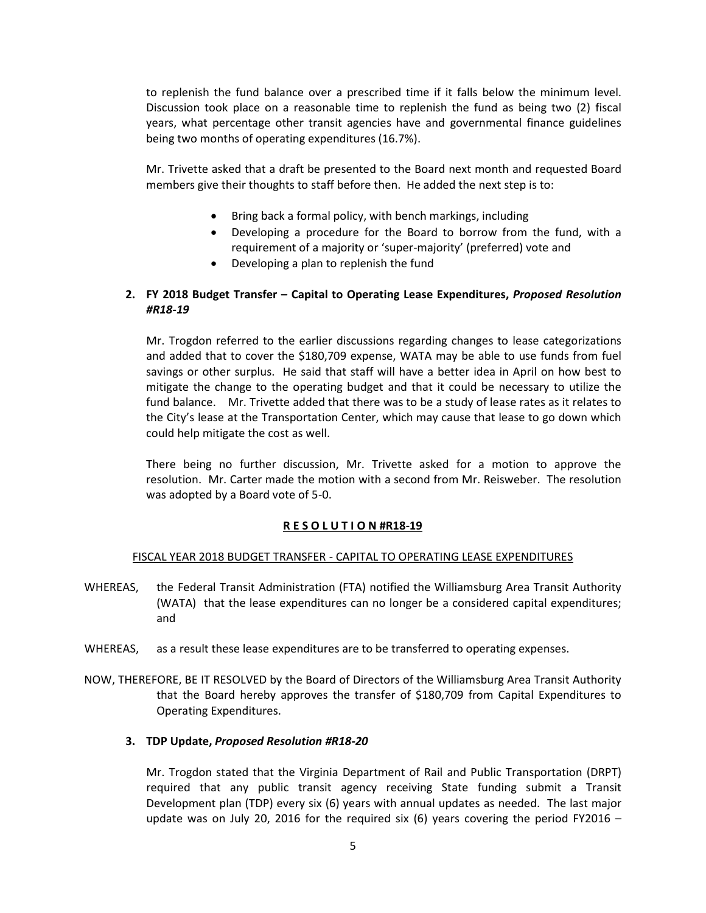to replenish the fund balance over a prescribed time if it falls below the minimum level. Discussion took place on a reasonable time to replenish the fund as being two (2) fiscal years, what percentage other transit agencies have and governmental finance guidelines being two months of operating expenditures (16.7%).

Mr. Trivette asked that a draft be presented to the Board next month and requested Board members give their thoughts to staff before then. He added the next step is to:

- Bring back a formal policy, with bench markings, including
- Developing a procedure for the Board to borrow from the fund, with a requirement of a majority or 'super-majority' (preferred) vote and
- Developing a plan to replenish the fund

**2. FY 2018 Budget Transfer – Capital to Operating Lease Expenditures, *Proposed Resolution #R18-19***

Mr. Trogdon referred to the earlier discussions regarding changes to lease categorizations and added that to cover the $180,709 expense, WATA may be able to use funds from fuel savings or other surplus. He said that staff will have a better idea in April on how best to mitigate the change to the operating budget and that it could be necessary to utilize the fund balance. Mr. Trivette added that there was to be a study of lease rates as it relates to the City's lease at the Transportation Center, which may cause that lease to go down which could help mitigate the cost as well.

There being no further discussion, Mr. Trivette asked for a motion to approve the resolution. Mr. Carter made the motion with a second from Mr. Reisweber. The resolution was adopted by a Board vote of 5-0.

**R E S O L U T I O N #R18-19**

FISCAL YEAR 2018 BUDGET TRANSFER - CAPITAL TO OPERATING LEASE EXPENDITURES

WHEREAS, the Federal Transit Administration (FTA) notified the Williamsburg Area Transit Authority (WATA) that the lease expenditures can no longer be a considered capital expenditures; and

WHEREAS, as a result these lease expenditures are to be transferred to operating expenses.

NOW, THEREFORE, BE IT RESOLVED by the Board of Directors of the Williamsburg Area Transit Authority that the Board hereby approves the transfer of $180,709 from Capital Expenditures to Operating Expenditures.

**3. TDP Update, *Proposed Resolution #R18-20***

Mr. Trogdon stated that the Virginia Department of Rail and Public Transportation (DRPT) required that any public transit agency receiving State funding submit a Transit Development plan (TDP) every six (6) years with annual updates as needed. The last major update was on July 20, 2016 for the required six (6) years covering the period FY2016 –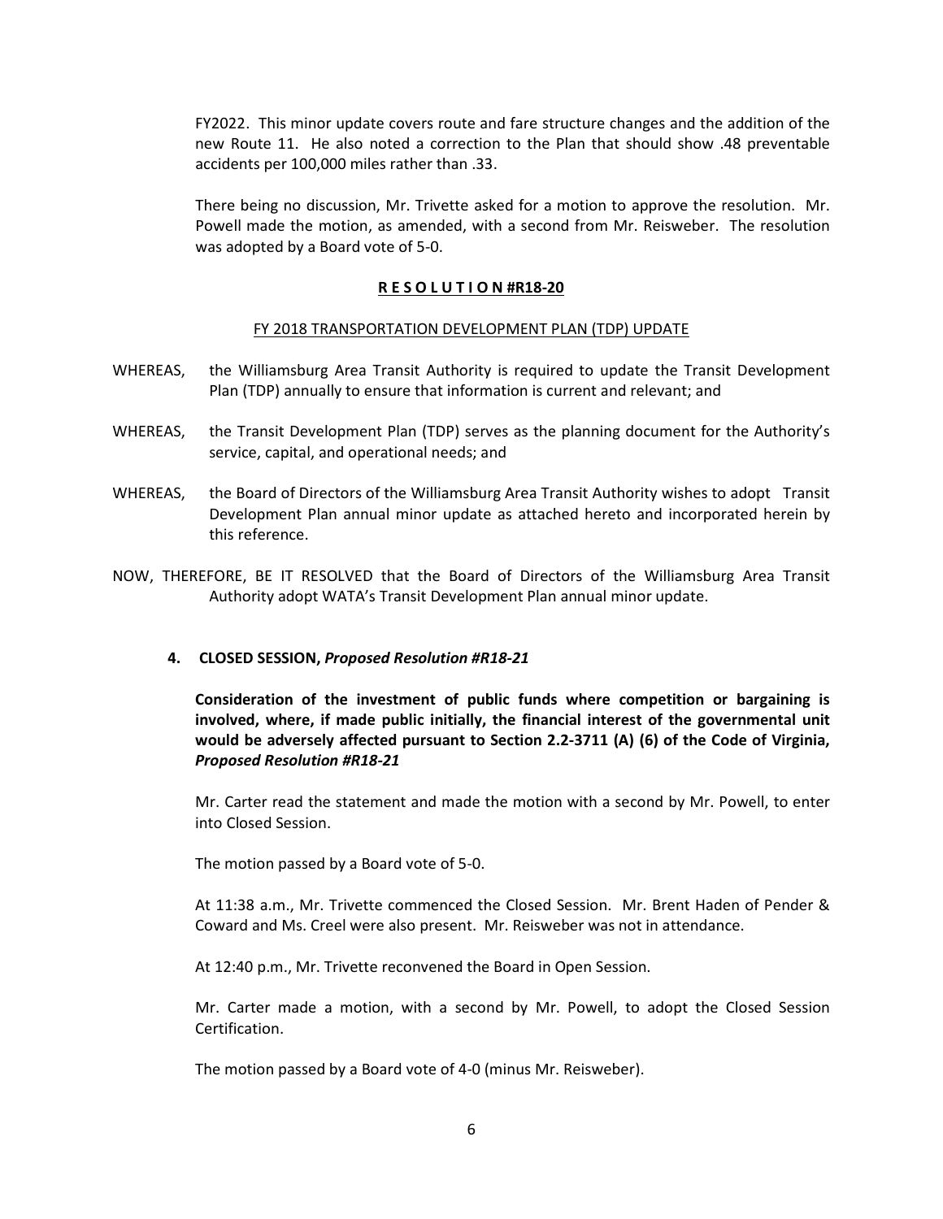FY2022. This minor update covers route and fare structure changes and the addition of the new Route 11. He also noted a correction to the Plan that should show .48 preventable accidents per 100,000 miles rather than .33.

There being no discussion, Mr. Trivette asked for a motion to approve the resolution. Mr. Powell made the motion, as amended, with a second from Mr. Reisweber. The resolution was adopted by a Board vote of 5-0.

**R E S O L U T I O N #R18-20**

FY 2018 TRANSPORTATION DEVELOPMENT PLAN (TDP) UPDATE

WHEREAS, the Williamsburg Area Transit Authority is required to update the Transit Development Plan (TDP) annually to ensure that information is current and relevant; and

WHEREAS, the Transit Development Plan (TDP) serves as the planning document for the Authority's service, capital, and operational needs; and

WHEREAS, the Board of Directors of the Williamsburg Area Transit Authority wishes to adopt Transit Development Plan annual minor update as attached hereto and incorporated herein by this reference.

NOW, THEREFORE, BE IT RESOLVED that the Board of Directors of the Williamsburg Area Transit Authority adopt WATA's Transit Development Plan annual minor update.

**4. CLOSED SESSION, *Proposed Resolution #R18-21***

**Consideration of the investment of public funds where competition or bargaining is involved, where, if made public initially, the financial interest of the governmental unit would be adversely affected pursuant to Section 2.2-3711 (A) (6) of the Code of Virginia, *Proposed Resolution #R18-21***

Mr. Carter read the statement and made the motion with a second by Mr. Powell, to enter into Closed Session.

The motion passed by a Board vote of 5-0.

At 11:38 a.m., Mr. Trivette commenced the Closed Session. Mr. Brent Haden of Pender & Coward and Ms. Creel were also present. Mr. Reisweber was not in attendance.

At 12:40 p.m., Mr. Trivette reconvened the Board in Open Session.

Mr. Carter made a motion, with a second by Mr. Powell, to adopt the Closed Session Certification.

The motion passed by a Board vote of 4-0 (minus Mr. Reisweber).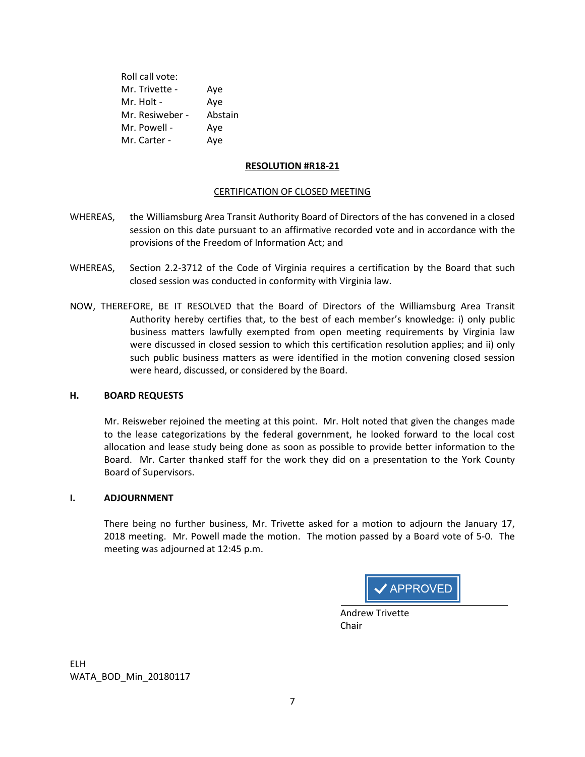Roll call vote:

| | |
|---|---|
| Mr. Trivette - | Aye |
| Mr. Holt - | Aye |
| Mr. Resiweber - | Abstain |
| Mr. Powell - | Aye |
| Mr. Carter - | Aye |

**RESOLUTION #R18-21**

CERTIFICATION OF CLOSED MEETING

WHEREAS, the Williamsburg Area Transit Authority Board of Directors of the has convened in a closed session on this date pursuant to an affirmative recorded vote and in accordance with the provisions of the Freedom of Information Act; and

WHEREAS, Section 2.2-3712 of the Code of Virginia requires a certification by the Board that such closed session was conducted in conformity with Virginia law.

NOW, THEREFORE, BE IT RESOLVED that the Board of Directors of the Williamsburg Area Transit Authority hereby certifies that, to the best of each member's knowledge: i) only public business matters lawfully exempted from open meeting requirements by Virginia law were discussed in closed session to which this certification resolution applies; and ii) only such public business matters as were identified in the motion convening closed session were heard, discussed, or considered by the Board.

## H. BOARD REQUESTS

Mr. Reisweber rejoined the meeting at this point. Mr. Holt noted that given the changes made to the lease categorizations by the federal government, he looked forward to the local cost allocation and lease study being done as soon as possible to provide better information to the Board. Mr. Carter thanked staff for the work they did on a presentation to the York County Board of Supervisors.

## I. ADJOURNMENT

There being no further business, Mr. Trivette asked for a motion to adjourn the January 17, 2018 meeting. Mr. Powell made the motion. The motion passed by a Board vote of 5-0. The meeting was adjourned at 12:45 p.m.

✔ APPROVED

Andrew Trivette
Chair

ELH
WATA_BOD_Min_20180117